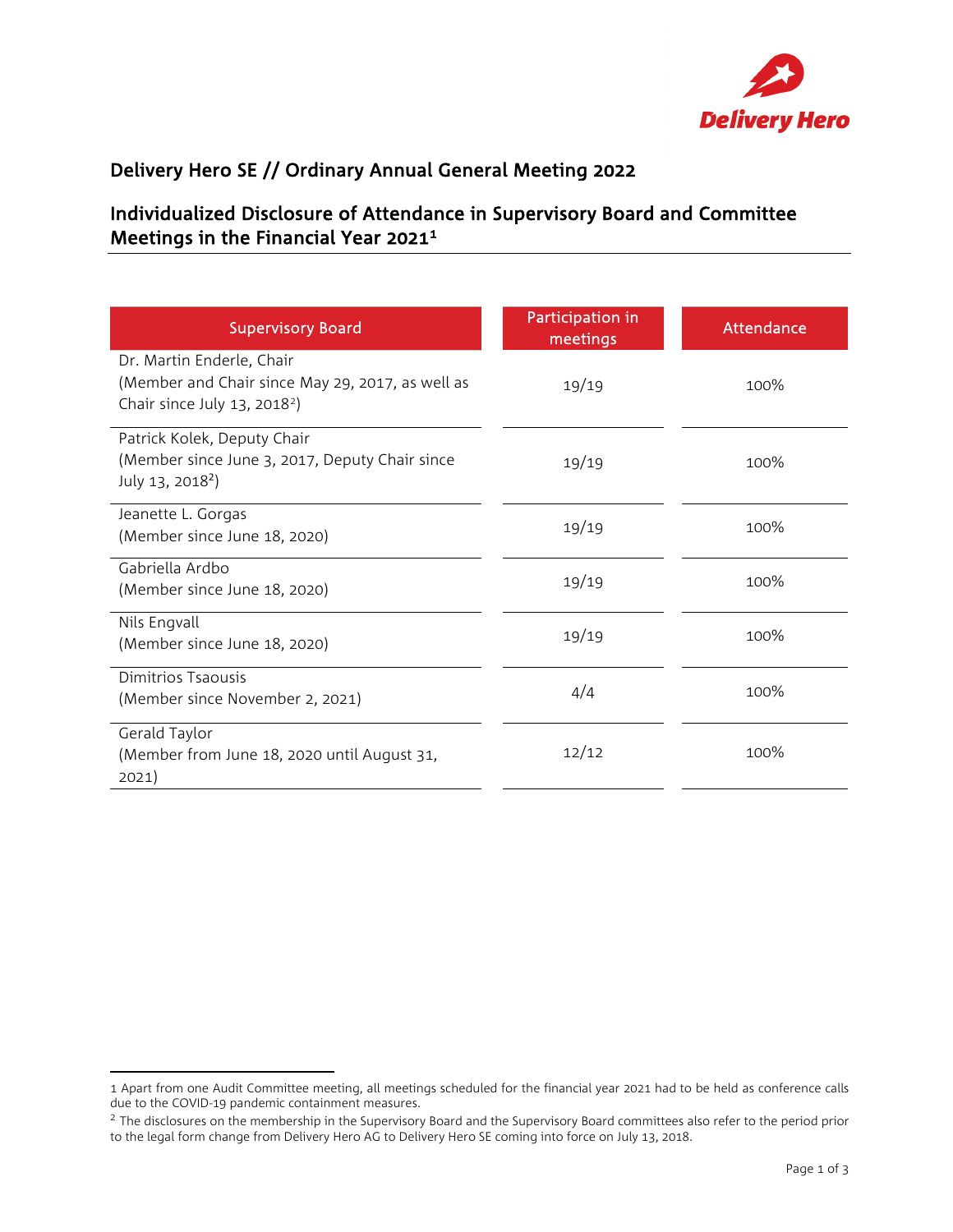# Delivery Hero SE // Ordinary Annual General Meeting 2022

## Individualized Disclosure of Attendance in Supervisory Board and Committee Meetings in the Financial Year 2021[1]

| Supervisory Board | Participation in meetings | Attendance |
| --- | --- | --- |
| Dr. Martin Enderle, Chair (Member and Chair since May 29, 2017, as well as Chair since July 13, 2018[2]) | 19/19 | 100% |
| Patrick Kolek, Deputy Chair (Member since June 3, 2017, Deputy Chair since July 13, 2018[2]) | 19/19 | 100% |
| Jeanette L. Gorgas (Member since June 18, 2020) | 19/19 | 100% |
| Gabriella Ardbo (Member since June 18, 2020) | 19/19 | 100% |
| Nils Engvall (Member since June 18, 2020) | 19/19 | 100% |
| Dimitrios Tsaousis (Member since November 2, 2021) | 4/4 | 100% |
| Gerald Taylor (Member from June 18, 2020 until August 31, 2021) | 12/12 | 100% |

---

1 Apart from one Audit Committee meeting, all meetings scheduled for the financial year 2021 had to be held as conference calls due to the COVID-19 pandemic containment measures.

2 The disclosures on the membership in the Supervisory Board and the Supervisory Board committees also refer to the period prior to the legal form change from Delivery Hero AG to Delivery Hero SE coming into force on July 13, 2018.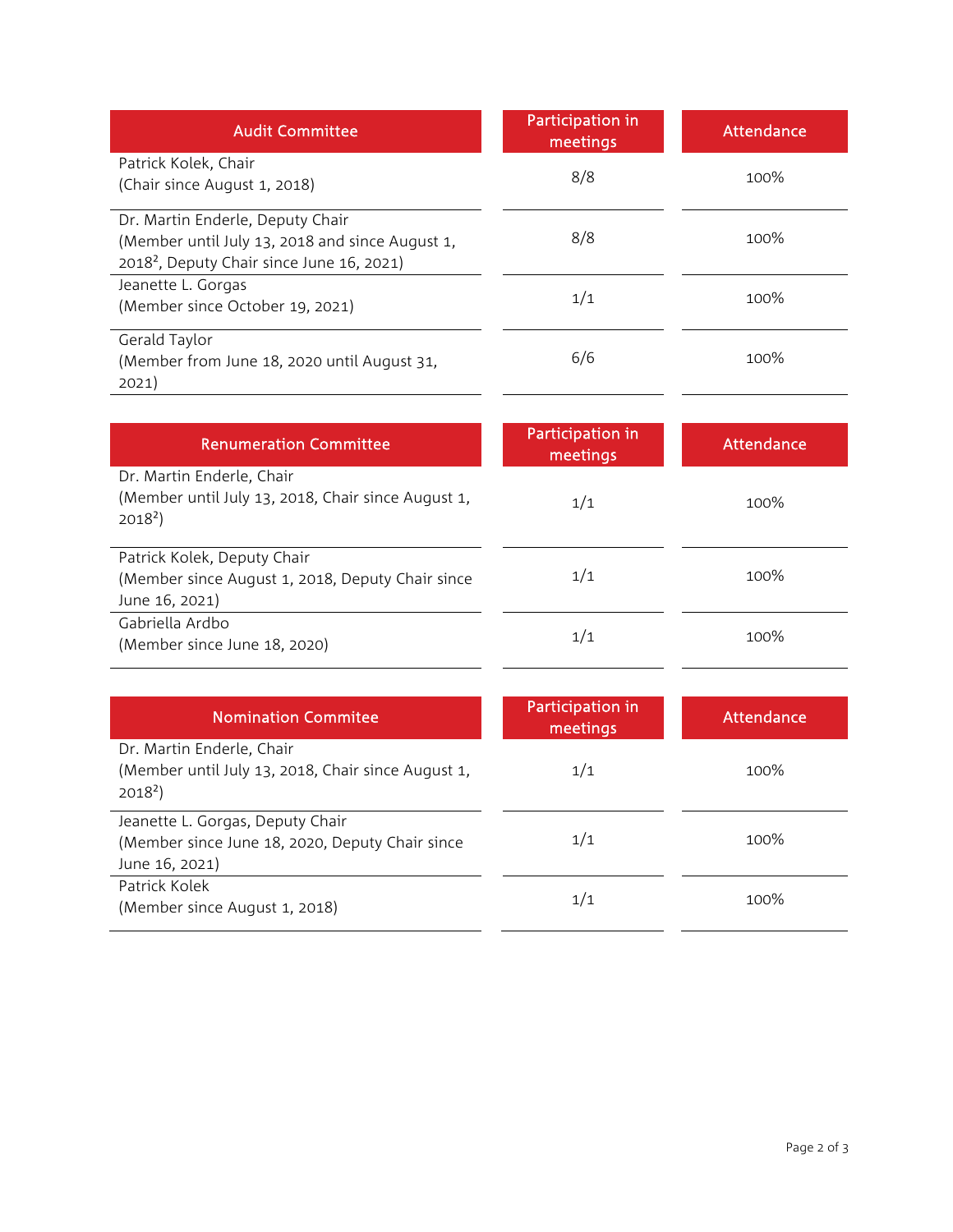| Audit Committee | Participation in meetings | Attendance |
| --- | --- | --- |
| Patrick Kolek, Chair (Chair since August 1, 2018) | 8/8 | 100% |
| Dr. Martin Enderle, Deputy Chair (Member until July 13, 2018 and since August 1, 2018[2], Deputy Chair since June 16, 2021) | 8/8 | 100% |
| Jeanette L. Gorgas (Member since October 19, 2021) | 1/1 | 100% |
| Gerald Taylor (Member from June 18, 2020 until August 31, 2021) | 6/6 | 100% |

| Renumeration Committee | Participation in meetings | Attendance |
| --- | --- | --- |
| Dr. Martin Enderle, Chair (Member until July 13, 2018, Chair since August 1, 2018[2]) | 1/1 | 100% |
| Patrick Kolek, Deputy Chair (Member since August 1, 2018, Deputy Chair since June 16, 2021) | 1/1 | 100% |
| Gabriella Ardbo (Member since June 18, 2020) | 1/1 | 100% |

| Nomination Commitee | Participation in meetings | Attendance |
| --- | --- | --- |
| Dr. Martin Enderle, Chair (Member until July 13, 2018, Chair since August 1, 2018[2]) | 1/1 | 100% |
| Jeanette L. Gorgas, Deputy Chair (Member since June 18, 2020, Deputy Chair since June 16, 2021) | 1/1 | 100% |
| Patrick Kolek (Member since August 1, 2018) | 1/1 | 100% |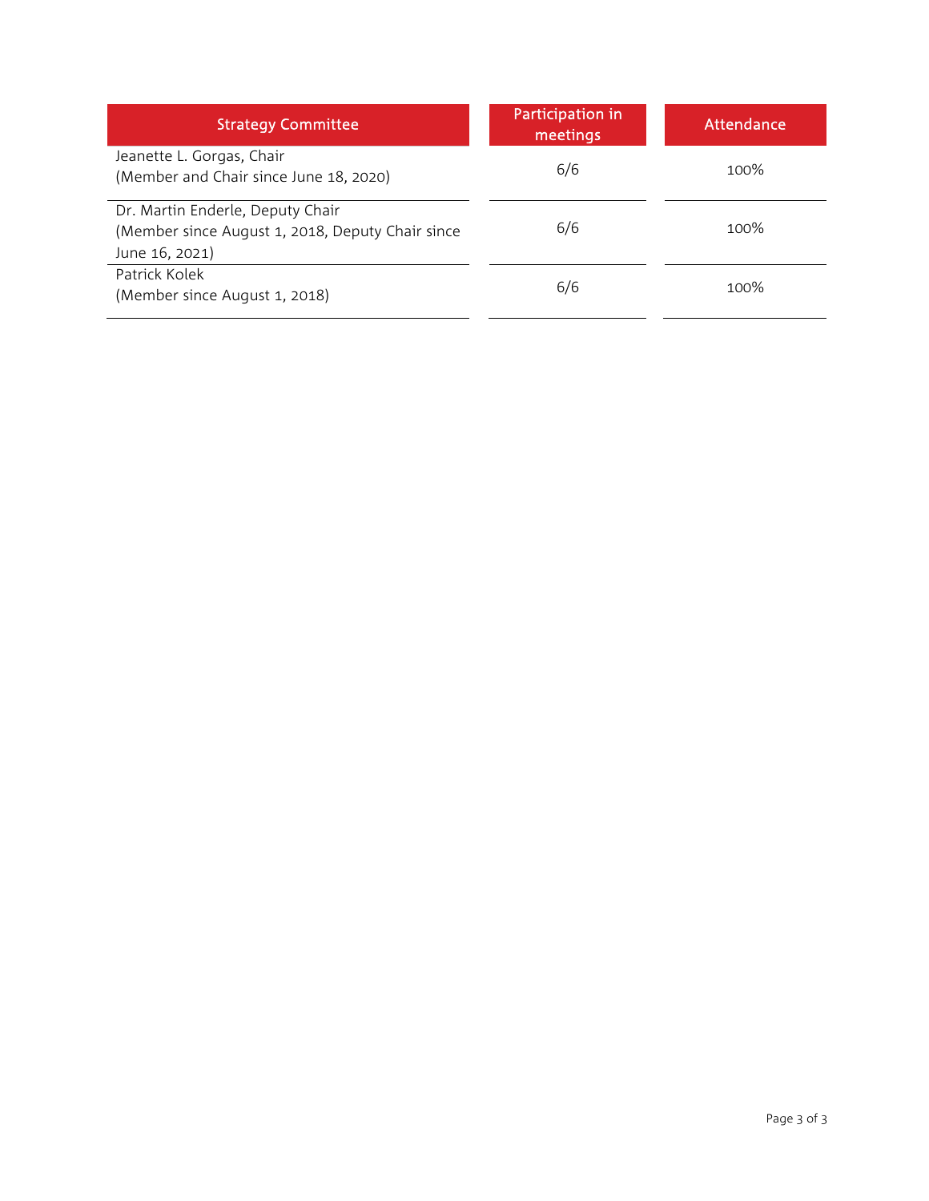| Strategy Committee | Participation in meetings | Attendance |
| --- | --- | --- |
| Jeanette L. Gorgas, Chair<br>(Member and Chair since June 18, 2020) | 6/6 | 100% |
| Dr. Martin Enderle, Deputy Chair<br>(Member since August 1, 2018, Deputy Chair since June 16, 2021) | 6/6 | 100% |
| Patrick Kolek<br>(Member since August 1, 2018) | 6/6 | 100% |